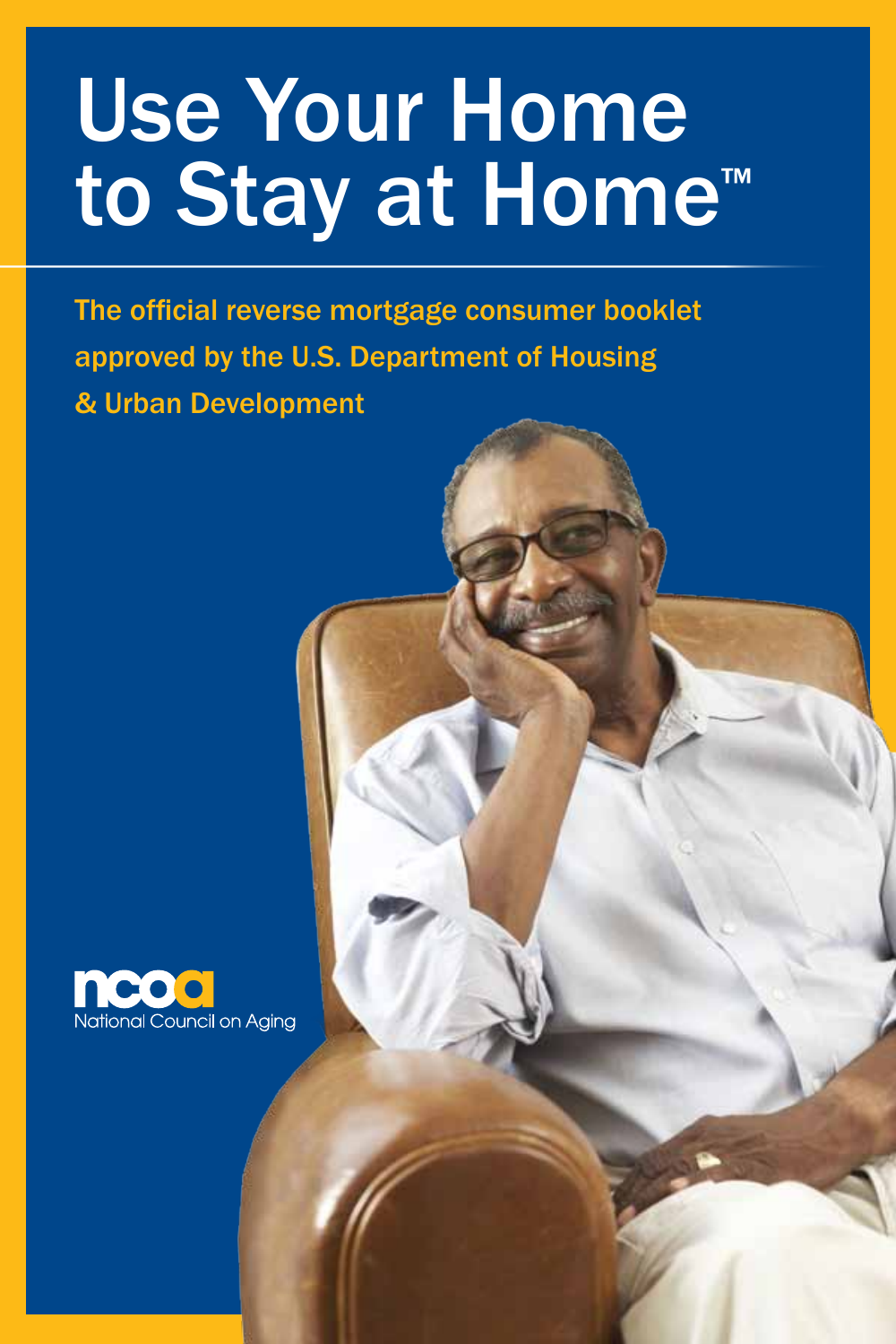# Use Your Home to Stay at Home™

The official reverse mortgage consumer booklet approved by the U.S. Department of Housing & Urban Development

ncoa
National Council on Aging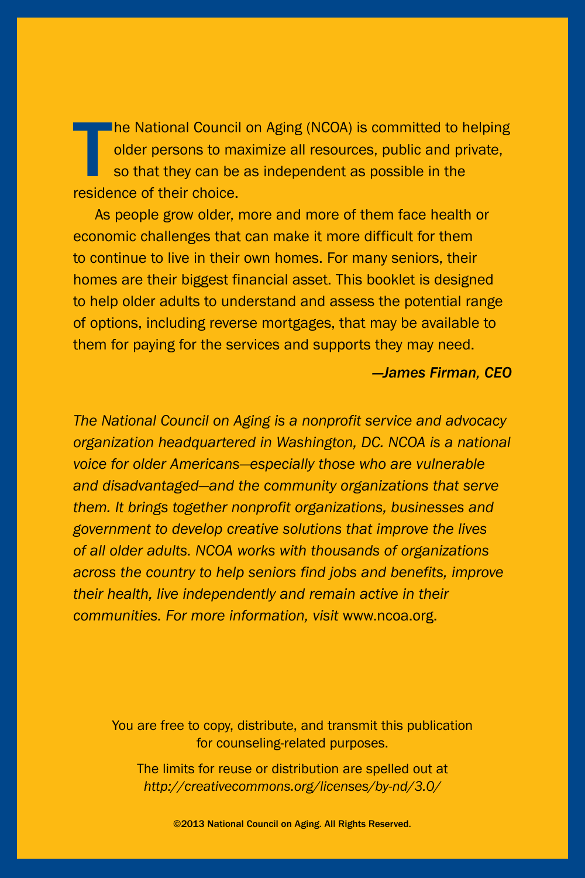The National Council on Aging (NCOA) is committed to helping older persons to maximize all resources, public and private, so that they can be as independent as possible in the residence of their choice.

As people grow older, more and more of them face health or economic challenges that can make it more difficult for them to continue to live in their own homes. For many seniors, their homes are their biggest financial asset. This booklet is designed to help older adults to understand and assess the potential range of options, including reverse mortgages, that may be available to them for paying for the services and supports they may need.

*—James Firman, CEO*

*The National Council on Aging is a nonprofit service and advocacy organization headquartered in Washington, DC. NCOA is a national voice for older Americans—especially those who are vulnerable and disadvantaged—and the community organizations that serve them. It brings together nonprofit organizations, businesses and government to develop creative solutions that improve the lives of all older adults. NCOA works with thousands of organizations across the country to help seniors find jobs and benefits, improve their health, live independently and remain active in their communities. For more information, visit* www.ncoa.org.

You are free to copy, distribute, and transmit this publication for counseling-related purposes.

The limits for reuse or distribution are spelled out at *http://creativecommons.org/licenses/by-nd/3.0/*

**©2013 National Council on Aging. All Rights Reserved.**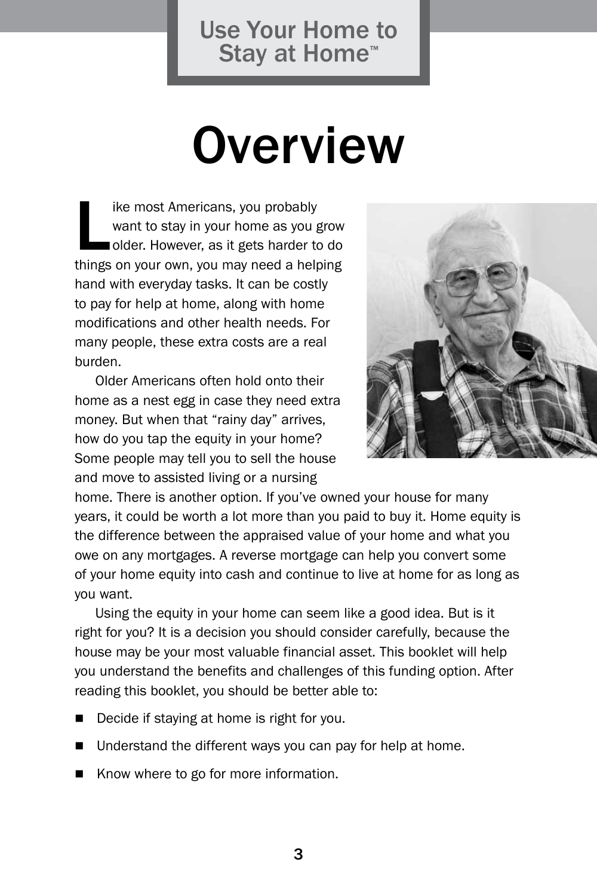# Overview

Like most Americans, you probably want to stay in your home as you grow older. However, as it gets harder to do things on your own, you may need a helping hand with everyday tasks. It can be costly to pay for help at home, along with home modifications and other health needs. For many people, these extra costs are a real burden.

Older Americans often hold onto their home as a nest egg in case they need extra money. But when that "rainy day" arrives, how do you tap the equity in your home? Some people may tell you to sell the house and move to assisted living or a nursing home. There is another option. If you've owned your house for many years, it could be worth a lot more than you paid to buy it. Home equity is the difference between the appraised value of your home and what you owe on any mortgages. A reverse mortgage can help you convert some of your home equity into cash and continue to live at home for as long as you want.

Using the equity in your home can seem like a good idea. But is it right for you? It is a decision you should consider carefully, because the house may be your most valuable financial asset. This booklet will help you understand the benefits and challenges of this funding option. After reading this booklet, you should be better able to:

- Decide if staying at home is right for you.
- Understand the different ways you can pay for help at home.
- Know where to go for more information.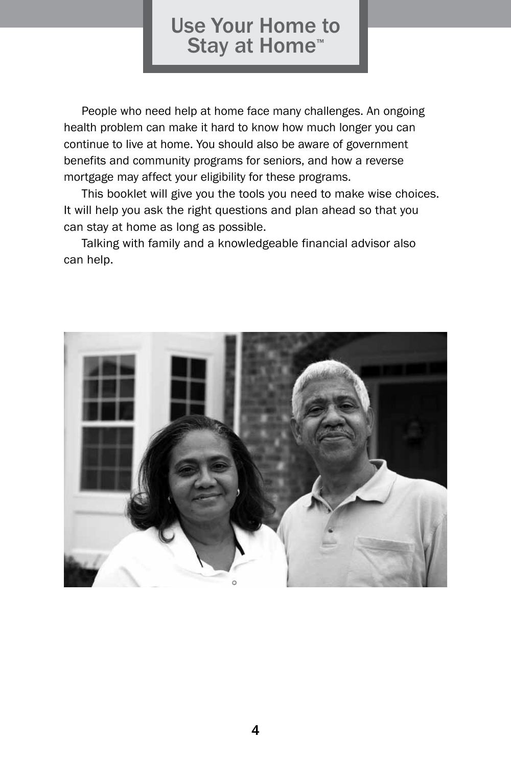# Use Your Home to Stay at Home™

People who need help at home face many challenges. An ongoing health problem can make it hard to know how much longer you can continue to live at home. You should also be aware of government benefits and community programs for seniors, and how a reverse mortgage may affect your eligibility for these programs.

This booklet will give you the tools you need to make wise choices. It will help you ask the right questions and plan ahead so that you can stay at home as long as possible.

Talking with family and a knowledgeable financial advisor also can help.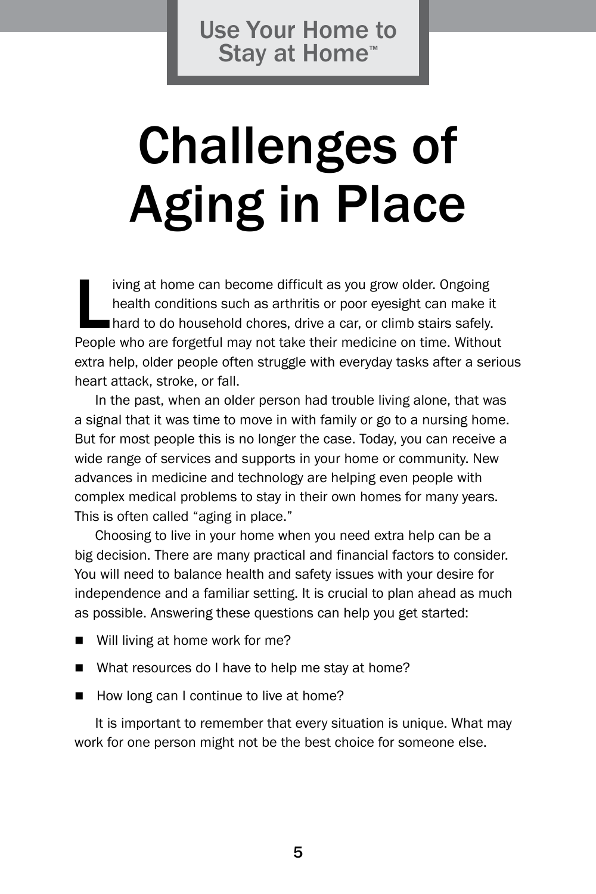# Challenges of Aging in Place

Living at home can become difficult as you grow older. Ongoing health conditions such as arthritis or poor eyesight can make it hard to do household chores, drive a car, or climb stairs safely. People who are forgetful may not take their medicine on time. Without extra help, older people often struggle with everyday tasks after a serious heart attack, stroke, or fall.

In the past, when an older person had trouble living alone, that was a signal that it was time to move in with family or go to a nursing home. But for most people this is no longer the case. Today, you can receive a wide range of services and supports in your home or community. New advances in medicine and technology are helping even people with complex medical problems to stay in their own homes for many years. This is often called "aging in place."

Choosing to live in your home when you need extra help can be a big decision. There are many practical and financial factors to consider. You will need to balance health and safety issues with your desire for independence and a familiar setting. It is crucial to plan ahead as much as possible. Answering these questions can help you get started:

- Will living at home work for me?
- What resources do I have to help me stay at home?
- How long can I continue to live at home?

It is important to remember that every situation is unique. What may work for one person might not be the best choice for someone else.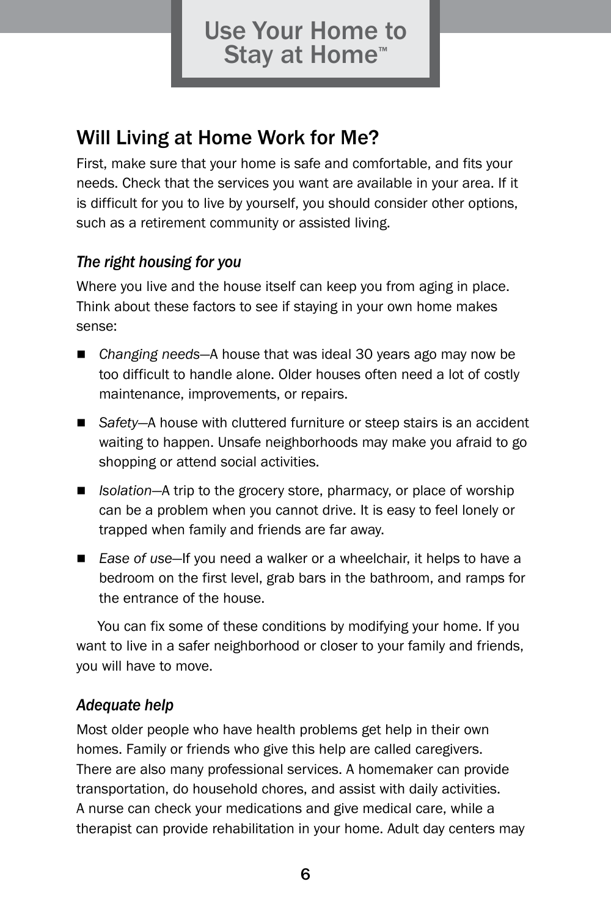## Will Living at Home Work for Me?

First, make sure that your home is safe and comfortable, and fits your needs. Check that the services you want are available in your area. If it is difficult for you to live by yourself, you should consider other options, such as a retirement community or assisted living.

### *The right housing for you*

Where you live and the house itself can keep you from aging in place. Think about these factors to see if staying in your own home makes sense:

- *Changing needs*—A house that was ideal 30 years ago may now be too difficult to handle alone. Older houses often need a lot of costly maintenance, improvements, or repairs.
- *Safety*—A house with cluttered furniture or steep stairs is an accident waiting to happen. Unsafe neighborhoods may make you afraid to go shopping or attend social activities.
- *Isolation*—A trip to the grocery store, pharmacy, or place of worship can be a problem when you cannot drive. It is easy to feel lonely or trapped when family and friends are far away.
- *Ease of use*—If you need a walker or a wheelchair, it helps to have a bedroom on the first level, grab bars in the bathroom, and ramps for the entrance of the house.

You can fix some of these conditions by modifying your home. If you want to live in a safer neighborhood or closer to your family and friends, you will have to move.

### *Adequate help*

Most older people who have health problems get help in their own homes. Family or friends who give this help are called caregivers. There are also many professional services. A homemaker can provide transportation, do household chores, and assist with daily activities. A nurse can check your medications and give medical care, while a therapist can provide rehabilitation in your home. Adult day centers may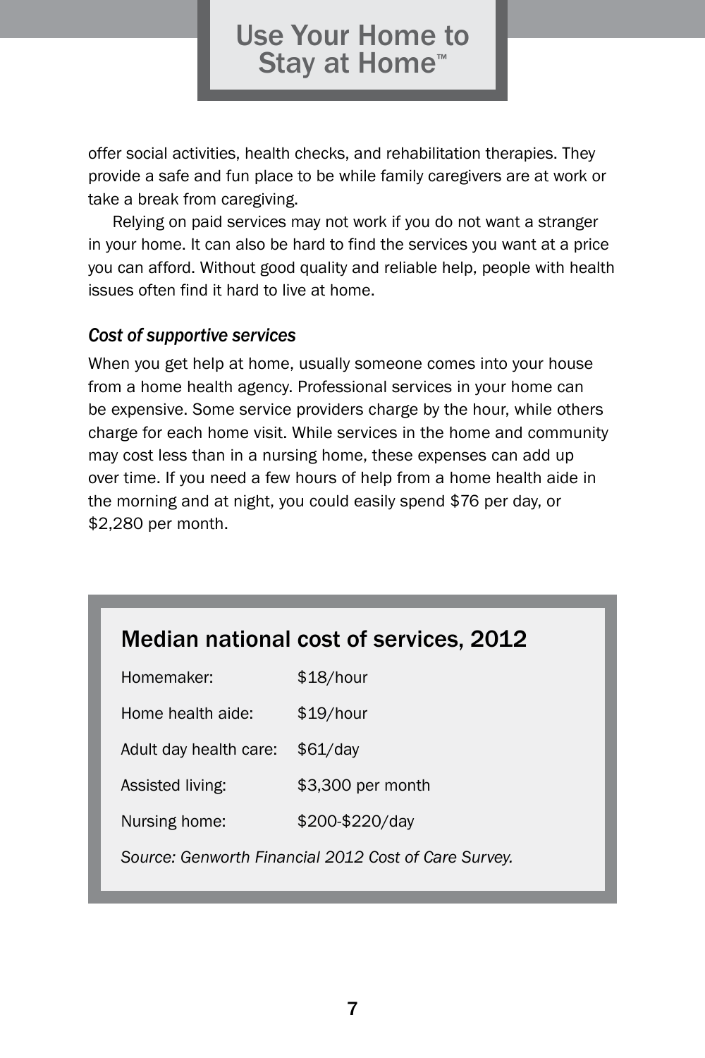offer social activities, health checks, and rehabilitation therapies. They provide a safe and fun place to be while family caregivers are at work or take a break from caregiving.

Relying on paid services may not work if you do not want a stranger in your home. It can also be hard to find the services you want at a price you can afford. Without good quality and reliable help, people with health issues often find it hard to live at home.

### *Cost of supportive services*

When you get help at home, usually someone comes into your house from a home health agency. Professional services in your home can be expensive. Some service providers charge by the hour, while others charge for each home visit. While services in the home and community may cost less than in a nursing home, these expenses can add up over time. If you need a few hours of help from a home health aide in the morning and at night, you could easily spend $76 per day, or $2,280 per month.

## Median national cost of services, 2012

| | |
|---|---|
| Homemaker: | $18/hour |
| Home health aide: | $19/hour |
| Adult day health care: | $61/day |
| Assisted living: | $3,300 per month |
| Nursing home: | $200-$220/day |

*Source: Genworth Financial 2012 Cost of Care Survey.*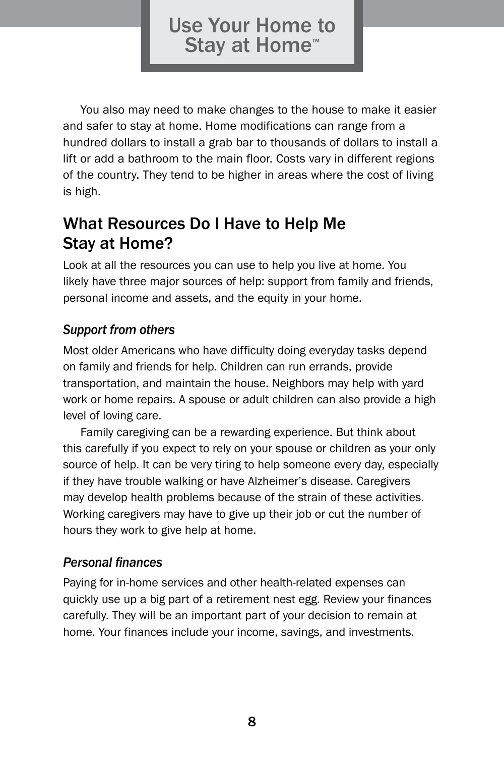You also may need to make changes to the house to make it easier and safer to stay at home. Home modifications can range from a hundred dollars to install a grab bar to thousands of dollars to install a lift or add a bathroom to the main floor. Costs vary in different regions of the country. They tend to be higher in areas where the cost of living is high.

## What Resources Do I Have to Help Me Stay at Home?

Look at all the resources you can use to help you live at home. You likely have three major sources of help: support from family and friends, personal income and assets, and the equity in your home.

### *Support from others*

Most older Americans who have difficulty doing everyday tasks depend on family and friends for help. Children can run errands, provide transportation, and maintain the house. Neighbors may help with yard work or home repairs. A spouse or adult children can also provide a high level of loving care.

Family caregiving can be a rewarding experience. But think about this carefully if you expect to rely on your spouse or children as your only source of help. It can be very tiring to help someone every day, especially if they have trouble walking or have Alzheimer's disease. Caregivers may develop health problems because of the strain of these activities. Working caregivers may have to give up their job or cut the number of hours they work to give help at home.

### *Personal finances*

Paying for in-home services and other health-related expenses can quickly use up a big part of a retirement nest egg. Review your finances carefully. They will be an important part of your decision to remain at home. Your finances include your income, savings, and investments.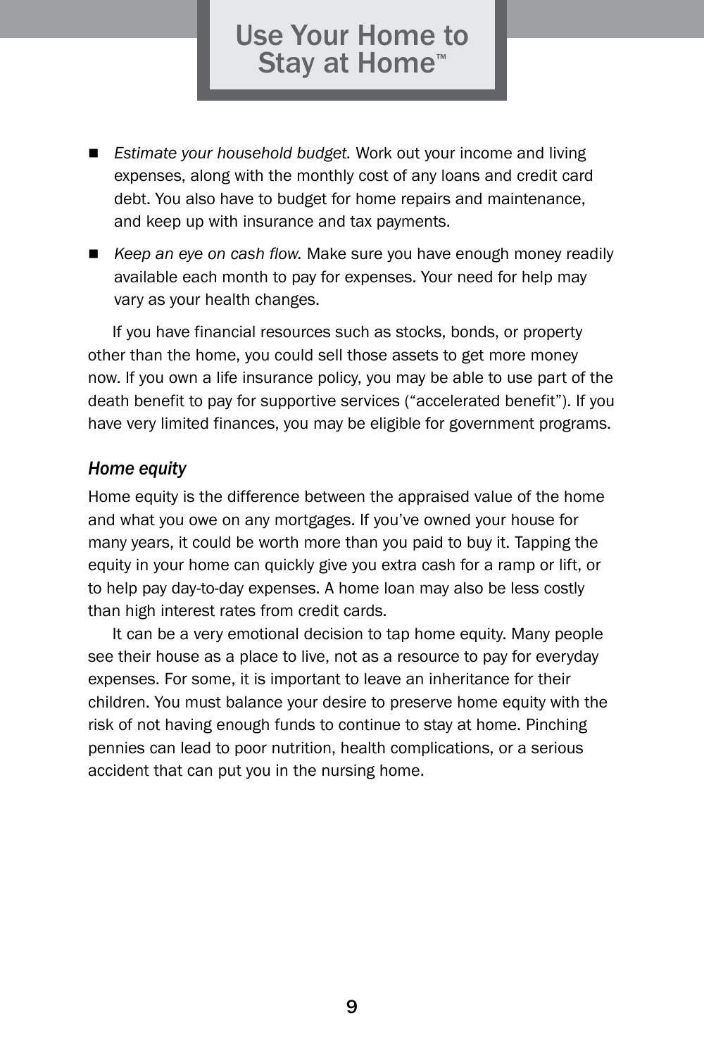- *Estimate your household budget.* Work out your income and living expenses, along with the monthly cost of any loans and credit card debt. You also have to budget for home repairs and maintenance, and keep up with insurance and tax payments.
- *Keep an eye on cash flow.* Make sure you have enough money readily available each month to pay for expenses. Your need for help may vary as your health changes.

If you have financial resources such as stocks, bonds, or property other than the home, you could sell those assets to get more money now. If you own a life insurance policy, you may be able to use part of the death benefit to pay for supportive services ("accelerated benefit"). If you have very limited finances, you may be eligible for government programs.

### *Home equity*

Home equity is the difference between the appraised value of the home and what you owe on any mortgages. If you've owned your house for many years, it could be worth more than you paid to buy it. Tapping the equity in your home can quickly give you extra cash for a ramp or lift, or to help pay day-to-day expenses. A home loan may also be less costly than high interest rates from credit cards.

It can be a very emotional decision to tap home equity. Many people see their house as a place to live, not as a resource to pay for everyday expenses. For some, it is important to leave an inheritance for their children. You must balance your desire to preserve home equity with the risk of not having enough funds to continue to stay at home. Pinching pennies can lead to poor nutrition, health complications, or a serious accident that can put you in the nursing home.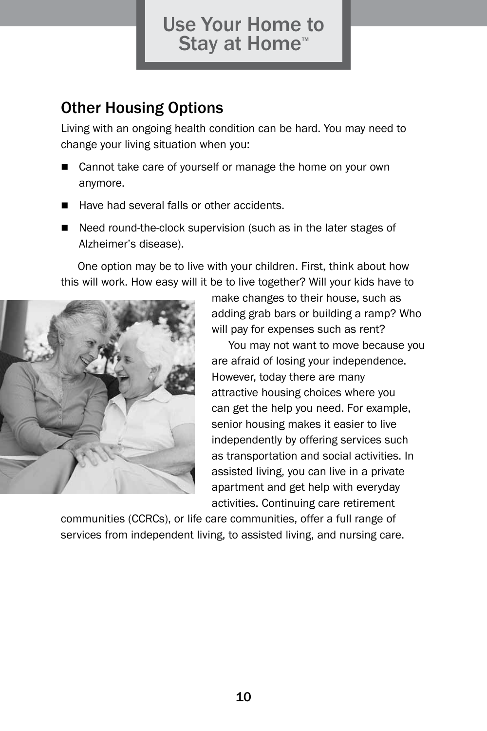## Other Housing Options

Living with an ongoing health condition can be hard. You may need to change your living situation when you:

- Cannot take care of yourself or manage the home on your own anymore.
- Have had several falls or other accidents.
- Need round-the-clock supervision (such as in the later stages of Alzheimer's disease).

One option may be to live with your children. First, think about how this will work. How easy will it be to live together? Will your kids have to make changes to their house, such as adding grab bars or building a ramp? Who will pay for expenses such as rent?

You may not want to move because you are afraid of losing your independence. However, today there are many attractive housing choices where you can get the help you need. For example, senior housing makes it easier to live independently by offering services such as transportation and social activities. In assisted living, you can live in a private apartment and get help with everyday activities. Continuing care retirement communities (CCRCs), or life care communities, offer a full range of services from independent living, to assisted living, and nursing care.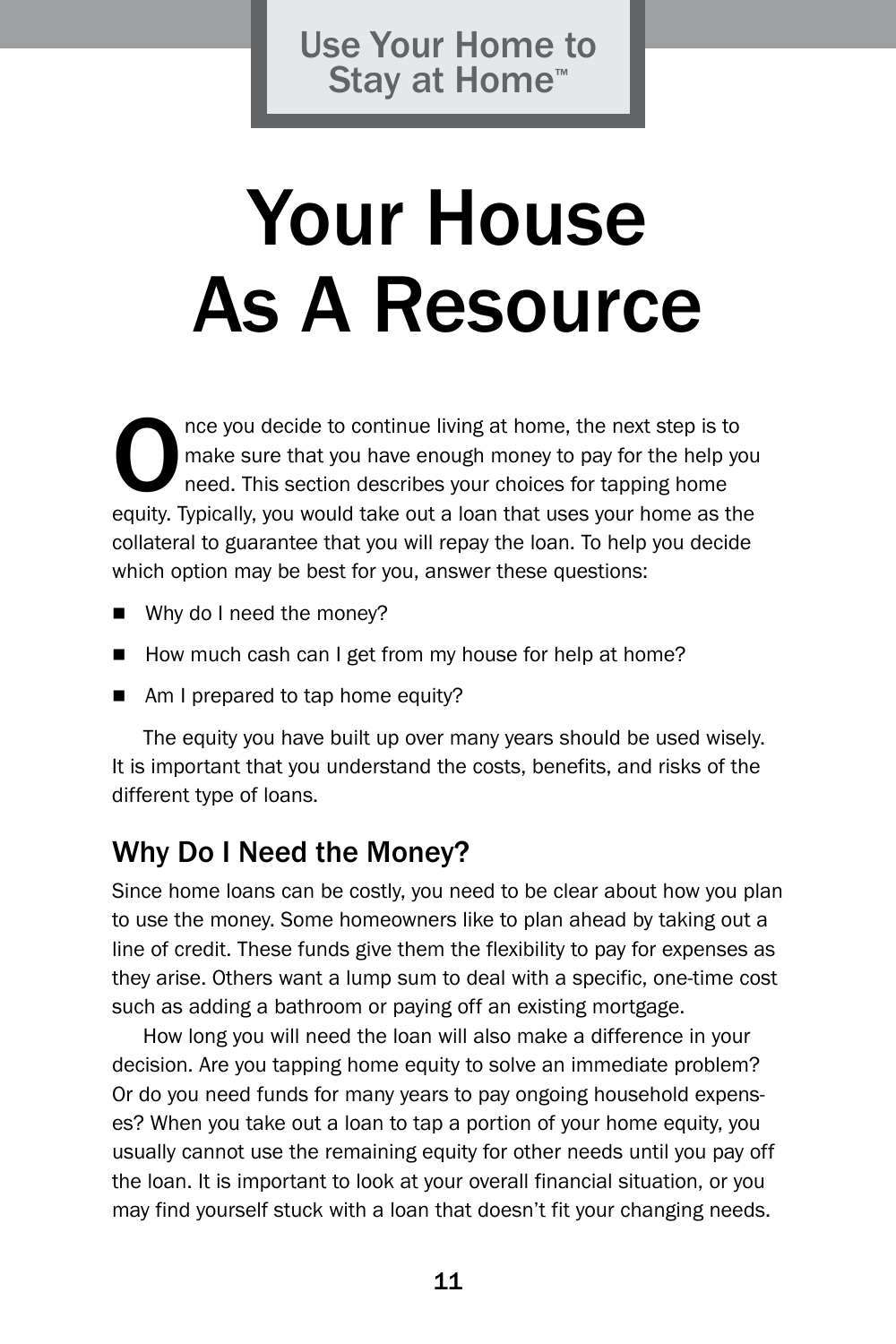# Your House As A Resource

Once you decide to continue living at home, the next step is to make sure that you have enough money to pay for the help you need. This section describes your choices for tapping home equity. Typically, you would take out a loan that uses your home as the collateral to guarantee that you will repay the loan. To help you decide which option may be best for you, answer these questions:

- Why do I need the money?
- How much cash can I get from my house for help at home?
- Am I prepared to tap home equity?

The equity you have built up over many years should be used wisely. It is important that you understand the costs, benefits, and risks of the different type of loans.

## Why Do I Need the Money?

Since home loans can be costly, you need to be clear about how you plan to use the money. Some homeowners like to plan ahead by taking out a line of credit. These funds give them the flexibility to pay for expenses as they arise. Others want a lump sum to deal with a specific, one-time cost such as adding a bathroom or paying off an existing mortgage.

How long you will need the loan will also make a difference in your decision. Are you tapping home equity to solve an immediate problem? Or do you need funds for many years to pay ongoing household expenses? When you take out a loan to tap a portion of your home equity, you usually cannot use the remaining equity for other needs until you pay off the loan. It is important to look at your overall financial situation, or you may find yourself stuck with a loan that doesn't fit your changing needs.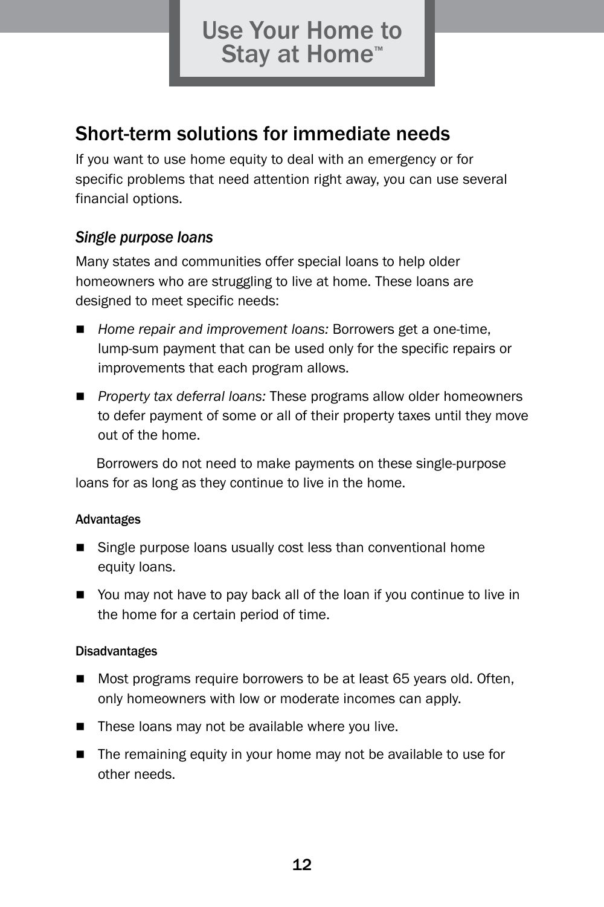## Short-term solutions for immediate needs

If you want to use home equity to deal with an emergency or for specific problems that need attention right away, you can use several financial options.

### *Single purpose loans*

Many states and communities offer special loans to help older homeowners who are struggling to live at home. These loans are designed to meet specific needs:

- *Home repair and improvement loans:* Borrowers get a one-time, lump-sum payment that can be used only for the specific repairs or improvements that each program allows.
- *Property tax deferral loans:* These programs allow older homeowners to defer payment of some or all of their property taxes until they move out of the home.

Borrowers do not need to make payments on these single-purpose loans for as long as they continue to live in the home.

#### Advantages

- Single purpose loans usually cost less than conventional home equity loans.
- You may not have to pay back all of the loan if you continue to live in the home for a certain period of time.

#### Disadvantages

- Most programs require borrowers to be at least 65 years old. Often, only homeowners with low or moderate incomes can apply.
- These loans may not be available where you live.
- The remaining equity in your home may not be available to use for other needs.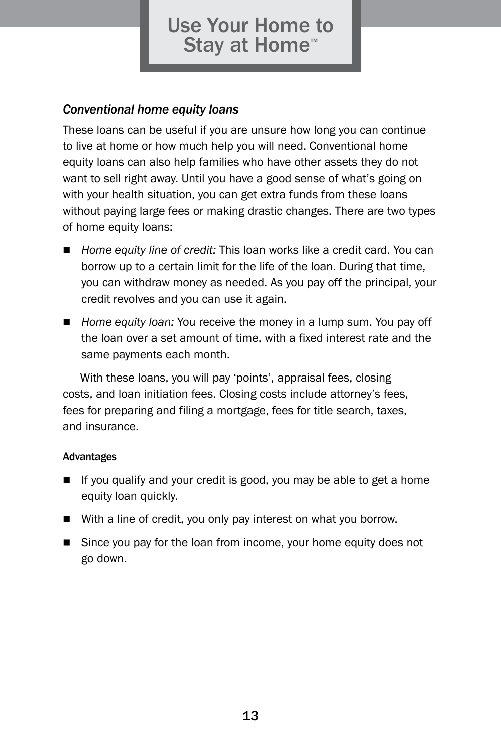### *Conventional home equity loans*

These loans can be useful if you are unsure how long you can continue to live at home or how much help you will need. Conventional home equity loans can also help families who have other assets they do not want to sell right away. Until you have a good sense of what's going on with your health situation, you can get extra funds from these loans without paying large fees or making drastic changes. There are two types of home equity loans:

- *Home equity line of credit:* This loan works like a credit card. You can borrow up to a certain limit for the life of the loan. During that time, you can withdraw money as needed. As you pay off the principal, your credit revolves and you can use it again.
- *Home equity loan:* You receive the money in a lump sum. You pay off the loan over a set amount of time, with a fixed interest rate and the same payments each month.

With these loans, you will pay 'points', appraisal fees, closing costs, and loan initiation fees. Closing costs include attorney's fees, fees for preparing and filing a mortgage, fees for title search, taxes, and insurance.

#### Advantages

- If you qualify and your credit is good, you may be able to get a home equity loan quickly.
- With a line of credit, you only pay interest on what you borrow.
- Since you pay for the loan from income, your home equity does not go down.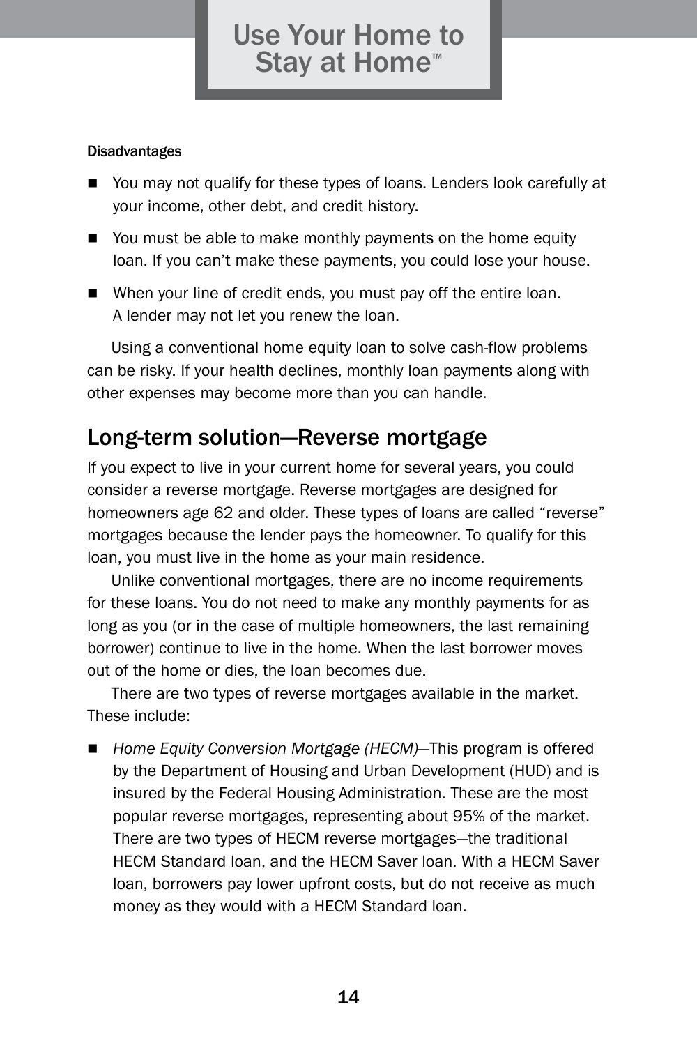#### Disadvantages

- You may not qualify for these types of loans. Lenders look carefully at your income, other debt, and credit history.
- You must be able to make monthly payments on the home equity loan. If you can't make these payments, you could lose your house.
- When your line of credit ends, you must pay off the entire loan. A lender may not let you renew the loan.

Using a conventional home equity loan to solve cash-flow problems can be risky. If your health declines, monthly loan payments along with other expenses may become more than you can handle.

## Long-term solution—Reverse mortgage

If you expect to live in your current home for several years, you could consider a reverse mortgage. Reverse mortgages are designed for homeowners age 62 and older. These types of loans are called "reverse" mortgages because the lender pays the homeowner. To qualify for this loan, you must live in the home as your main residence.

Unlike conventional mortgages, there are no income requirements for these loans. You do not need to make any monthly payments for as long as you (or in the case of multiple homeowners, the last remaining borrower) continue to live in the home. When the last borrower moves out of the home or dies, the loan becomes due.

There are two types of reverse mortgages available in the market. These include:

- *Home Equity Conversion Mortgage (HECM)*—This program is offered by the Department of Housing and Urban Development (HUD) and is insured by the Federal Housing Administration. These are the most popular reverse mortgages, representing about 95% of the market. There are two types of HECM reverse mortgages—the traditional HECM Standard loan, and the HECM Saver loan. With a HECM Saver loan, borrowers pay lower upfront costs, but do not receive as much money as they would with a HECM Standard loan.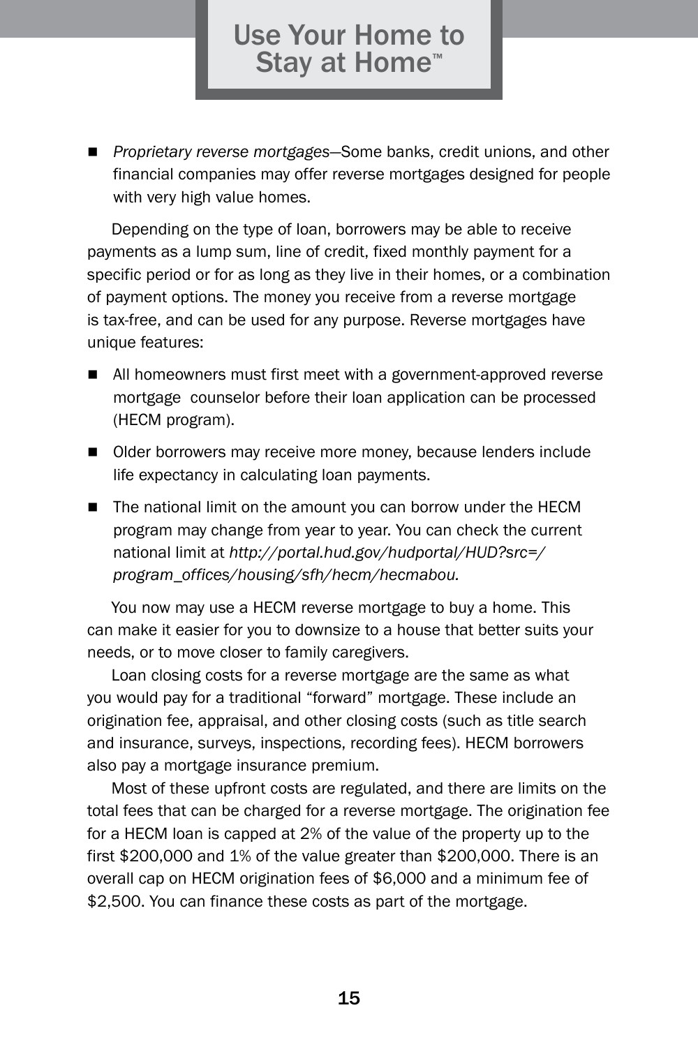- *Proprietary reverse mortgages*—Some banks, credit unions, and other financial companies may offer reverse mortgages designed for people with very high value homes.

Depending on the type of loan, borrowers may be able to receive payments as a lump sum, line of credit, fixed monthly payment for a specific period or for as long as they live in their homes, or a combination of payment options. The money you receive from a reverse mortgage is tax-free, and can be used for any purpose. Reverse mortgages have unique features:

- All homeowners must first meet with a government-approved reverse mortgage counselor before their loan application can be processed (HECM program).
- Older borrowers may receive more money, because lenders include life expectancy in calculating loan payments.
- The national limit on the amount you can borrow under the HECM program may change from year to year. You can check the current national limit at *http://portal.hud.gov/hudportal/HUD?src=/program_offices/housing/sfh/hecm/hecmabou.*

You now may use a HECM reverse mortgage to buy a home. This can make it easier for you to downsize to a house that better suits your needs, or to move closer to family caregivers.

Loan closing costs for a reverse mortgage are the same as what you would pay for a traditional "forward" mortgage. These include an origination fee, appraisal, and other closing costs (such as title search and insurance, surveys, inspections, recording fees). HECM borrowers also pay a mortgage insurance premium.

Most of these upfront costs are regulated, and there are limits on the total fees that can be charged for a reverse mortgage. The origination fee for a HECM loan is capped at 2% of the value of the property up to the first $200,000 and 1% of the value greater than $200,000. There is an overall cap on HECM origination fees of $6,000 and a minimum fee of $2,500. You can finance these costs as part of the mortgage.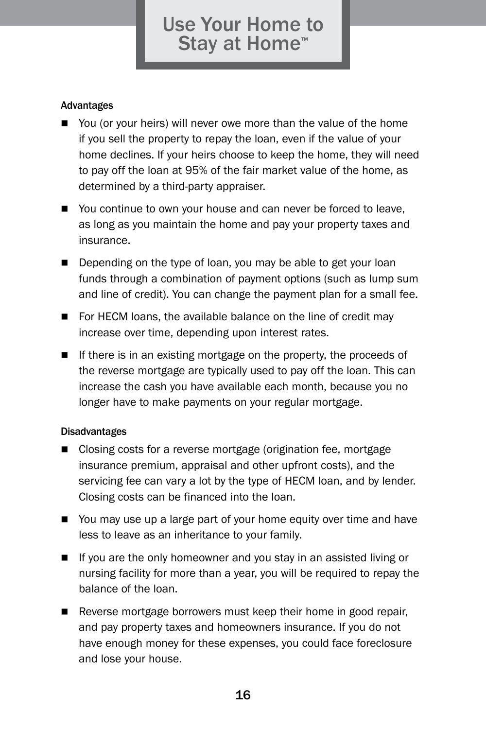### Advantages

- You (or your heirs) will never owe more than the value of the home if you sell the property to repay the loan, even if the value of your home declines. If your heirs choose to keep the home, they will need to pay off the loan at 95% of the fair market value of the home, as determined by a third-party appraiser.
- You continue to own your house and can never be forced to leave, as long as you maintain the home and pay your property taxes and insurance.
- Depending on the type of loan, you may be able to get your loan funds through a combination of payment options (such as lump sum and line of credit). You can change the payment plan for a small fee.
- For HECM loans, the available balance on the line of credit may increase over time, depending upon interest rates.
- If there is in an existing mortgage on the property, the proceeds of the reverse mortgage are typically used to pay off the loan. This can increase the cash you have available each month, because you no longer have to make payments on your regular mortgage.

### Disadvantages

- Closing costs for a reverse mortgage (origination fee, mortgage insurance premium, appraisal and other upfront costs), and the servicing fee can vary a lot by the type of HECM loan, and by lender. Closing costs can be financed into the loan.
- You may use up a large part of your home equity over time and have less to leave as an inheritance to your family.
- If you are the only homeowner and you stay in an assisted living or nursing facility for more than a year, you will be required to repay the balance of the loan.
- Reverse mortgage borrowers must keep their home in good repair, and pay property taxes and homeowners insurance. If you do not have enough money for these expenses, you could face foreclosure and lose your house.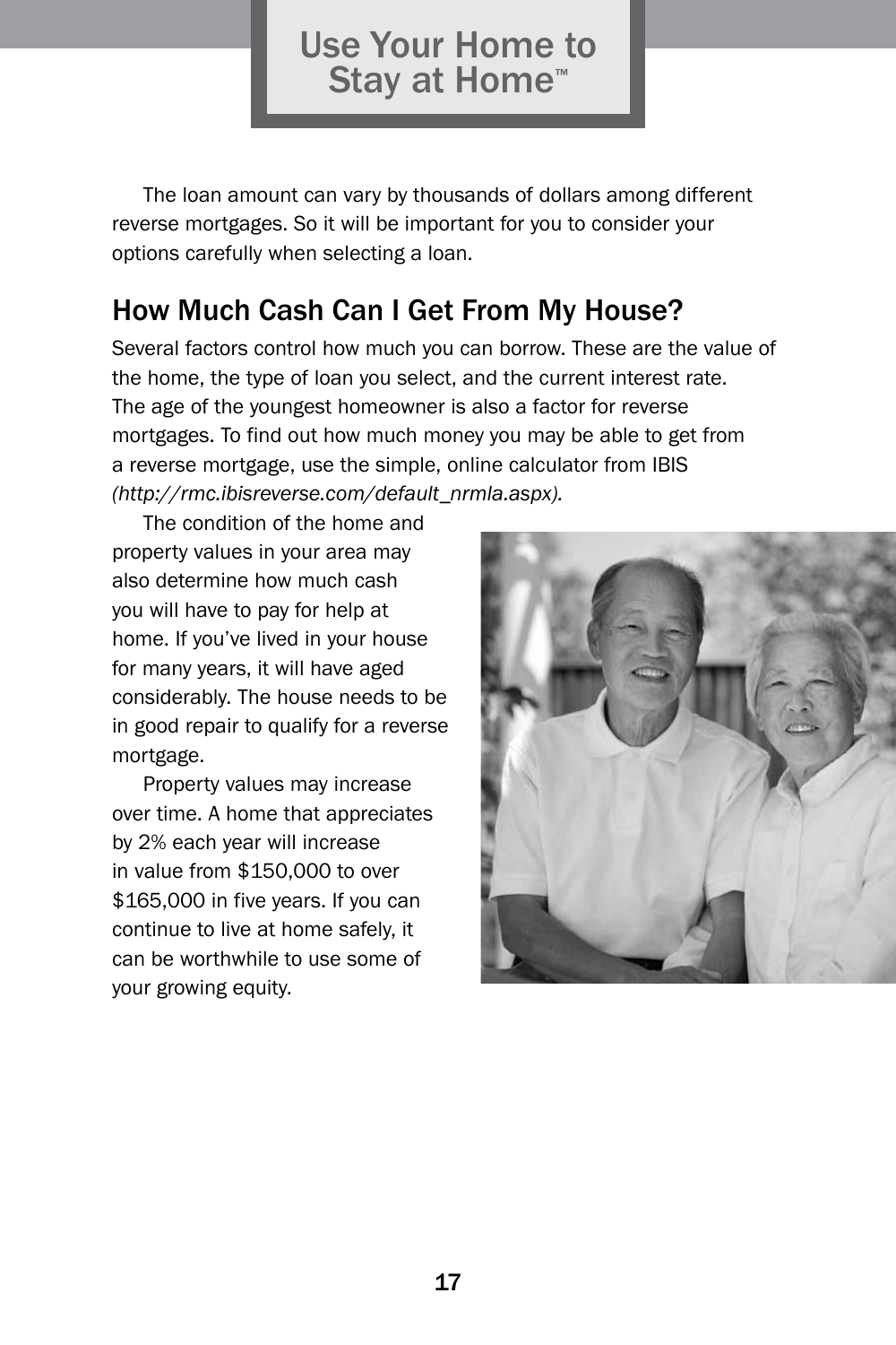The loan amount can vary by thousands of dollars among different reverse mortgages. So it will be important for you to consider your options carefully when selecting a loan.

## How Much Cash Can I Get From My House?

Several factors control how much you can borrow. These are the value of the home, the type of loan you select, and the current interest rate. The age of the youngest homeowner is also a factor for reverse mortgages. To find out how much money you may be able to get from a reverse mortgage, use the simple, online calculator from IBIS *(http://rmc.ibisreverse.com/default_nrmla.aspx).*

The condition of the home and property values in your area may also determine how much cash you will have to pay for help at home. If you've lived in your house for many years, it will have aged considerably. The house needs to be in good repair to qualify for a reverse mortgage.

Property values may increase over time. A home that appreciates by 2% each year will increase in value from $150,000 to over $165,000 in five years. If you can continue to live at home safely, it can be worthwhile to use some of your growing equity.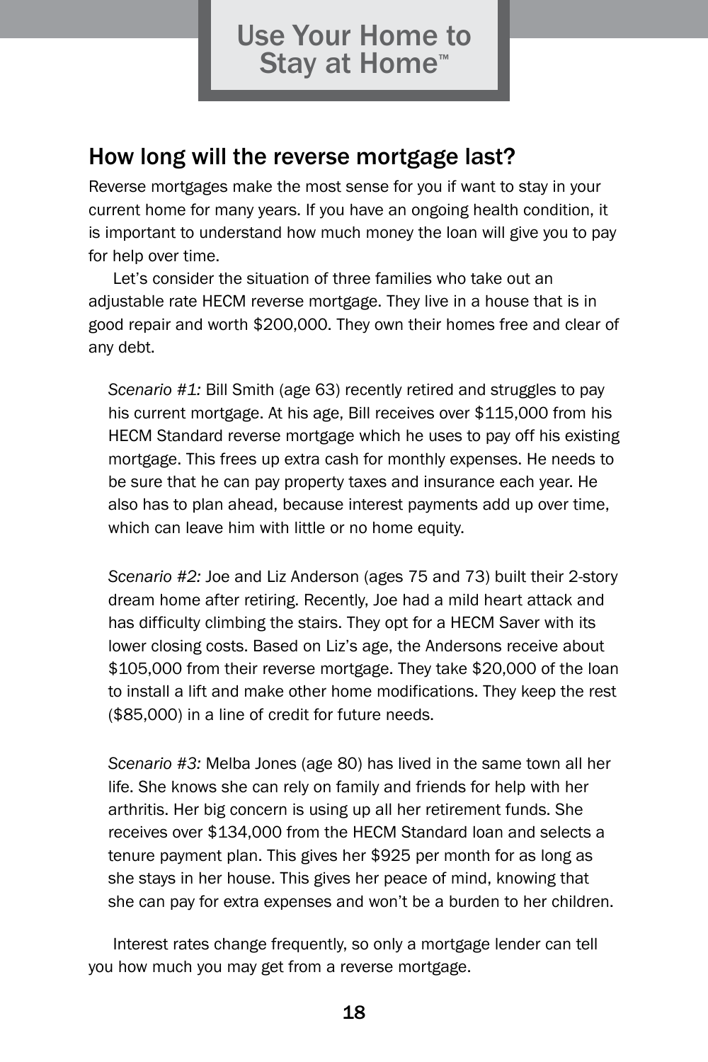## How long will the reverse mortgage last?

Reverse mortgages make the most sense for you if want to stay in your current home for many years. If you have an ongoing health condition, it is important to understand how much money the loan will give you to pay for help over time.

Let's consider the situation of three families who take out an adjustable rate HECM reverse mortgage. They live in a house that is in good repair and worth $200,000. They own their homes free and clear of any debt.

*Scenario #1:* Bill Smith (age 63) recently retired and struggles to pay his current mortgage. At his age, Bill receives over $115,000 from his HECM Standard reverse mortgage which he uses to pay off his existing mortgage. This frees up extra cash for monthly expenses. He needs to be sure that he can pay property taxes and insurance each year. He also has to plan ahead, because interest payments add up over time, which can leave him with little or no home equity.

*Scenario #2:* Joe and Liz Anderson (ages 75 and 73) built their 2-story dream home after retiring. Recently, Joe had a mild heart attack and has difficulty climbing the stairs. They opt for a HECM Saver with its lower closing costs. Based on Liz's age, the Andersons receive about $105,000 from their reverse mortgage. They take $20,000 of the loan to install a lift and make other home modifications. They keep the rest ($85,000) in a line of credit for future needs.

*Scenario #3:* Melba Jones (age 80) has lived in the same town all her life. She knows she can rely on family and friends for help with her arthritis. Her big concern is using up all her retirement funds. She receives over $134,000 from the HECM Standard loan and selects a tenure payment plan. This gives her $925 per month for as long as she stays in her house. This gives her peace of mind, knowing that she can pay for extra expenses and won't be a burden to her children.

Interest rates change frequently, so only a mortgage lender can tell you how much you may get from a reverse mortgage.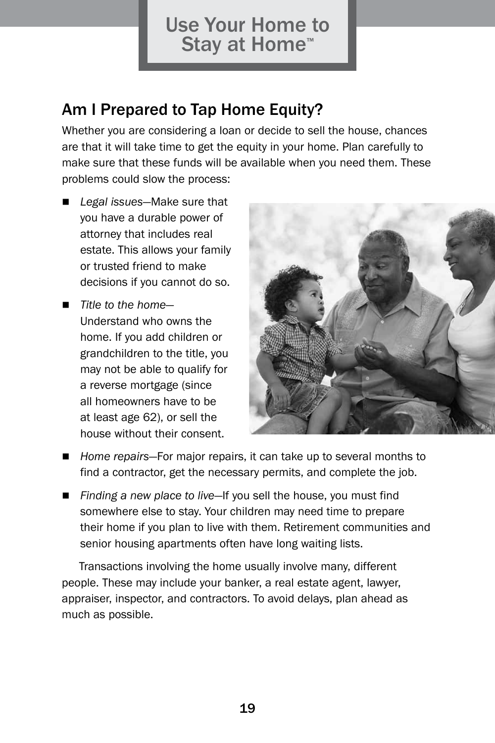## Am I Prepared to Tap Home Equity?

Whether you are considering a loan or decide to sell the house, chances are that it will take time to get the equity in your home. Plan carefully to make sure that these funds will be available when you need them. These problems could slow the process:

- *Legal issues*—Make sure that you have a durable power of attorney that includes real estate. This allows your family or trusted friend to make decisions if you cannot do so.
- *Title to the home*—Understand who owns the home. If you add children or grandchildren to the title, you may not be able to qualify for a reverse mortgage (since all homeowners have to be at least age 62), or sell the house without their consent.
- *Home repairs*—For major repairs, it can take up to several months to find a contractor, get the necessary permits, and complete the job.
- *Finding a new place to live*—If you sell the house, you must find somewhere else to stay. Your children may need time to prepare their home if you plan to live with them. Retirement communities and senior housing apartments often have long waiting lists.

Transactions involving the home usually involve many, different people. These may include your banker, a real estate agent, lawyer, appraiser, inspector, and contractors. To avoid delays, plan ahead as much as possible.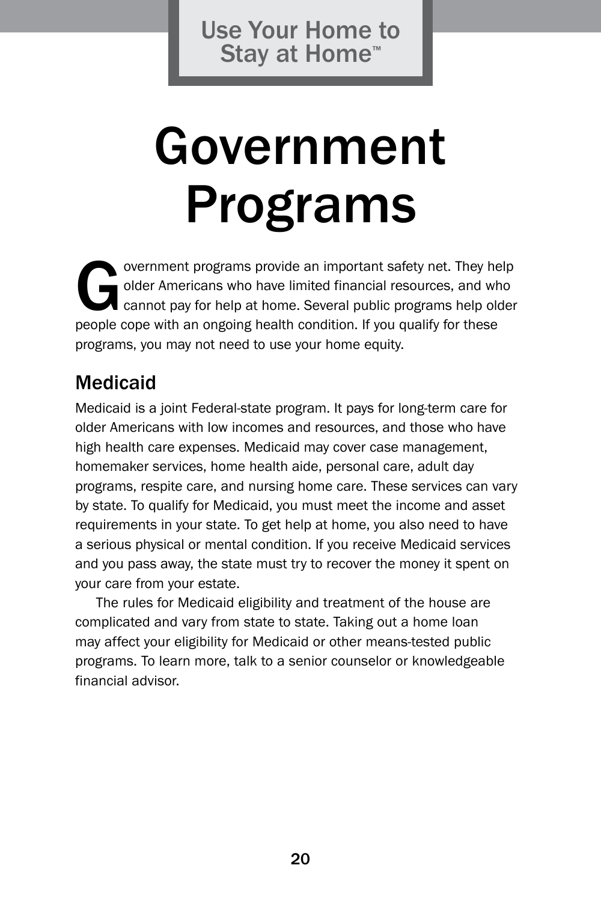# Government Programs

Government programs provide an important safety net. They help older Americans who have limited financial resources, and who cannot pay for help at home. Several public programs help older people cope with an ongoing health condition. If you qualify for these programs, you may not need to use your home equity.

## Medicaid

Medicaid is a joint Federal-state program. It pays for long-term care for older Americans with low incomes and resources, and those who have high health care expenses. Medicaid may cover case management, homemaker services, home health aide, personal care, adult day programs, respite care, and nursing home care. These services can vary by state. To qualify for Medicaid, you must meet the income and asset requirements in your state. To get help at home, you also need to have a serious physical or mental condition. If you receive Medicaid services and you pass away, the state must try to recover the money it spent on your care from your estate.

The rules for Medicaid eligibility and treatment of the house are complicated and vary from state to state. Taking out a home loan may affect your eligibility for Medicaid or other means-tested public programs. To learn more, talk to a senior counselor or knowledgeable financial advisor.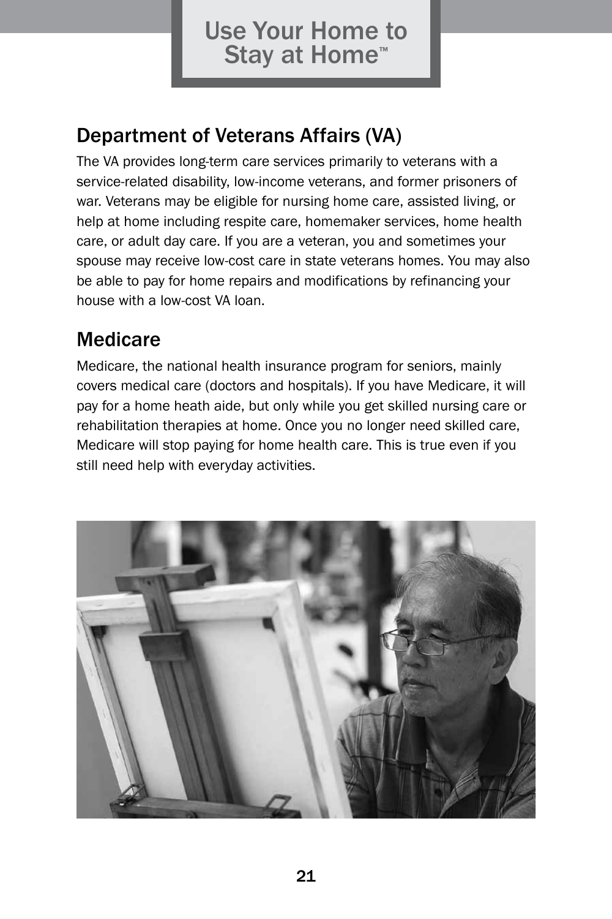## Department of Veterans Affairs (VA)

The VA provides long-term care services primarily to veterans with a service-related disability, low-income veterans, and former prisoners of war. Veterans may be eligible for nursing home care, assisted living, or help at home including respite care, homemaker services, home health care, or adult day care. If you are a veteran, you and sometimes your spouse may receive low-cost care in state veterans homes. You may also be able to pay for home repairs and modifications by refinancing your house with a low-cost VA loan.

## Medicare

Medicare, the national health insurance program for seniors, mainly covers medical care (doctors and hospitals). If you have Medicare, it will pay for a home heath aide, but only while you get skilled nursing care or rehabilitation therapies at home. Once you no longer need skilled care, Medicare will stop paying for home health care. This is true even if you still need help with everyday activities.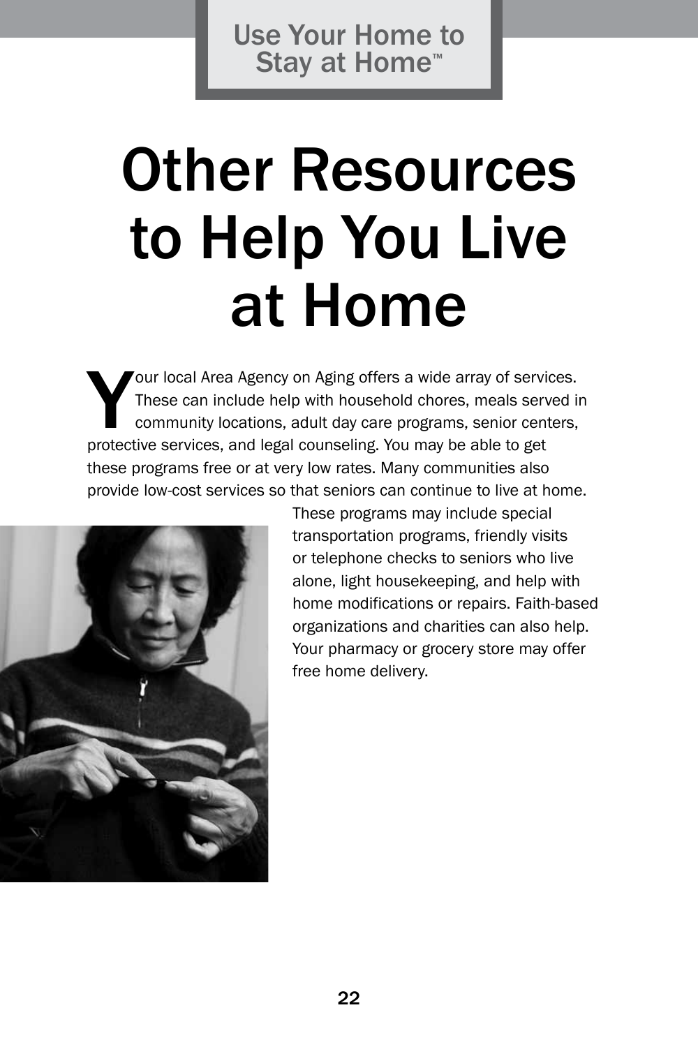# Other Resources to Help You Live at Home

Your local Area Agency on Aging offers a wide array of services. These can include help with household chores, meals served in community locations, adult day care programs, senior centers, protective services, and legal counseling. You may be able to get these programs free or at very low rates. Many communities also provide low-cost services so that seniors can continue to live at home. These programs may include special transportation programs, friendly visits or telephone checks to seniors who live alone, light housekeeping, and help with home modifications or repairs. Faith-based organizations and charities can also help. Your pharmacy or grocery store may offer free home delivery.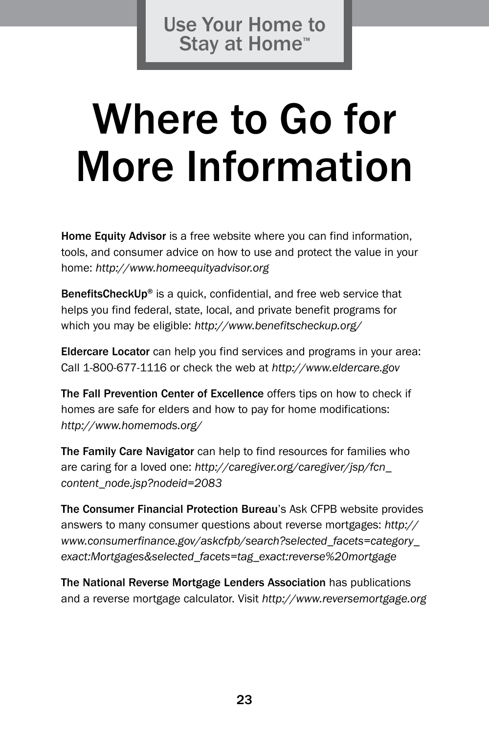# Where to Go for More Information

**Home Equity Advisor** is a free website where you can find information, tools, and consumer advice on how to use and protect the value in your home: *http://www.homeequityadvisor.org*

**BenefitsCheckUp®** is a quick, confidential, and free web service that helps you find federal, state, local, and private benefit programs for which you may be eligible: *http://www.benefitscheckup.org/*

**Eldercare Locator** can help you find services and programs in your area: Call 1-800-677-1116 or check the web at *http://www.eldercare.gov*

**The Fall Prevention Center of Excellence** offers tips on how to check if homes are safe for elders and how to pay for home modifications: *http://www.homemods.org/*

**The Family Care Navigator** can help to find resources for families who are caring for a loved one: *http://caregiver.org/caregiver/jsp/fcn_content_node.jsp?nodeid=2083*

**The Consumer Financial Protection Bureau**'s Ask CFPB website provides answers to many consumer questions about reverse mortgages: *http://www.consumerfinance.gov/askcfpb/search?selected_facets=category_exact:Mortgages&selected_facets=tag_exact:reverse%20mortgage*

**The National Reverse Mortgage Lenders Association** has publications and a reverse mortgage calculator. Visit *http://www.reversemortgage.org*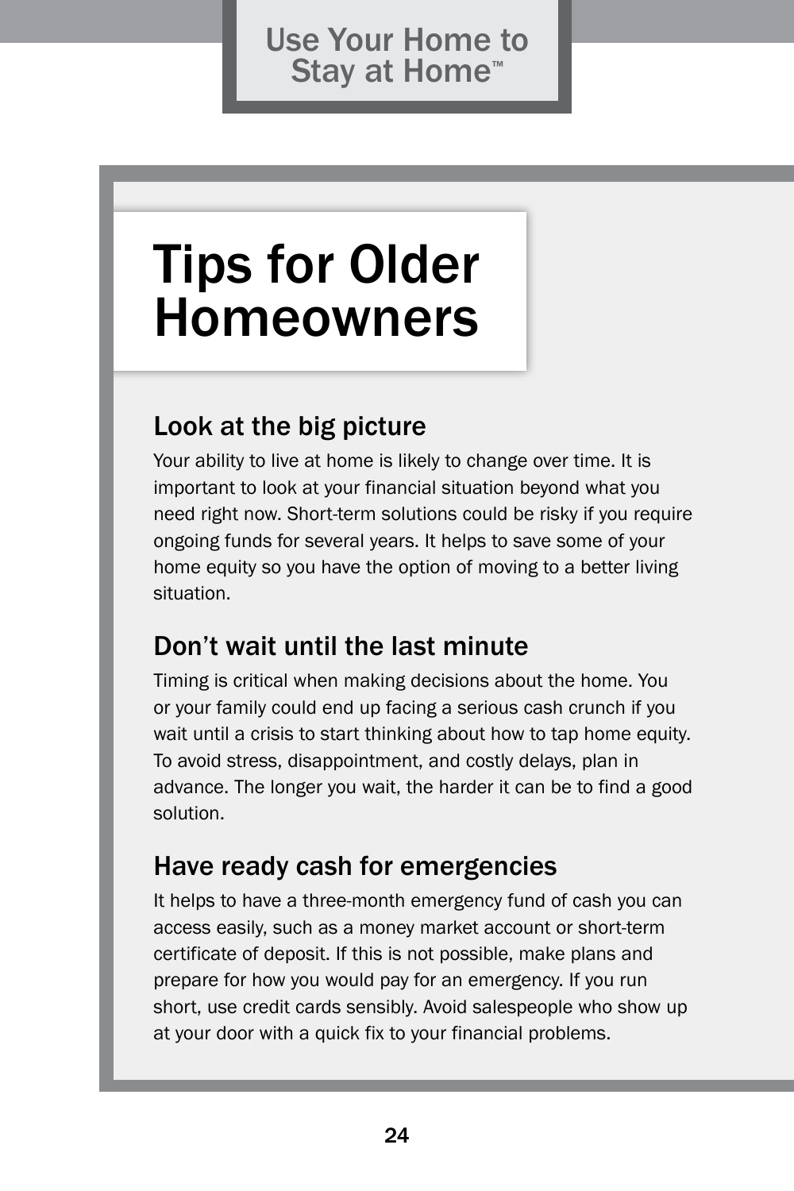# Tips for Older Homeowners

## Look at the big picture

Your ability to live at home is likely to change over time. It is important to look at your financial situation beyond what you need right now. Short-term solutions could be risky if you require ongoing funds for several years. It helps to save some of your home equity so you have the option of moving to a better living situation.

## Don't wait until the last minute

Timing is critical when making decisions about the home. You or your family could end up facing a serious cash crunch if you wait until a crisis to start thinking about how to tap home equity. To avoid stress, disappointment, and costly delays, plan in advance. The longer you wait, the harder it can be to find a good solution.

## Have ready cash for emergencies

It helps to have a three-month emergency fund of cash you can access easily, such as a money market account or short-term certificate of deposit. If this is not possible, make plans and prepare for how you would pay for an emergency. If you run short, use credit cards sensibly. Avoid salespeople who show up at your door with a quick fix to your financial problems.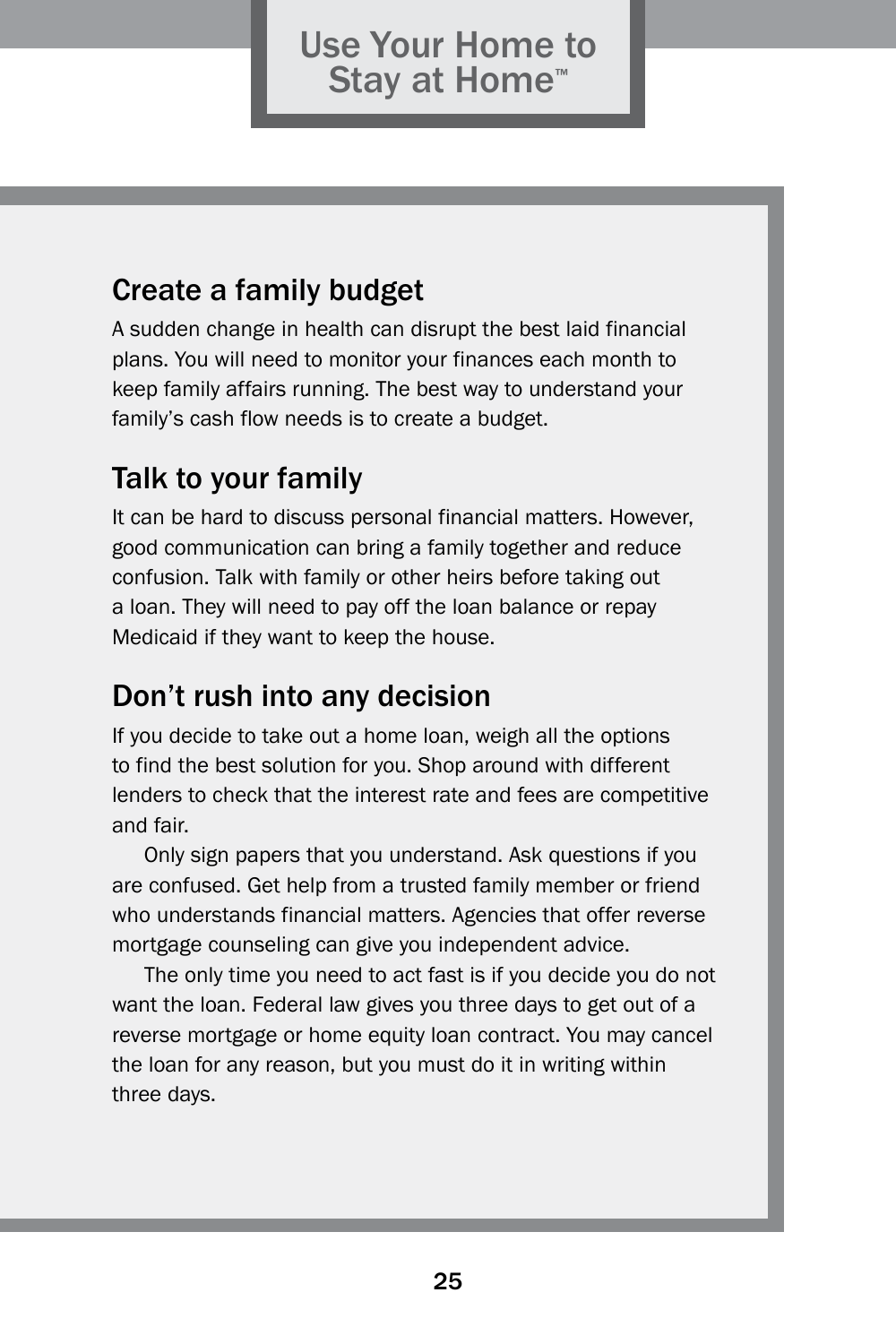## Create a family budget

A sudden change in health can disrupt the best laid financial plans. You will need to monitor your finances each month to keep family affairs running. The best way to understand your family's cash flow needs is to create a budget.

## Talk to your family

It can be hard to discuss personal financial matters. However, good communication can bring a family together and reduce confusion. Talk with family or other heirs before taking out a loan. They will need to pay off the loan balance or repay Medicaid if they want to keep the house.

## Don't rush into any decision

If you decide to take out a home loan, weigh all the options to find the best solution for you. Shop around with different lenders to check that the interest rate and fees are competitive and fair.

Only sign papers that you understand. Ask questions if you are confused. Get help from a trusted family member or friend who understands financial matters. Agencies that offer reverse mortgage counseling can give you independent advice.

The only time you need to act fast is if you decide you do not want the loan. Federal law gives you three days to get out of a reverse mortgage or home equity loan contract. You may cancel the loan for any reason, but you must do it in writing within three days.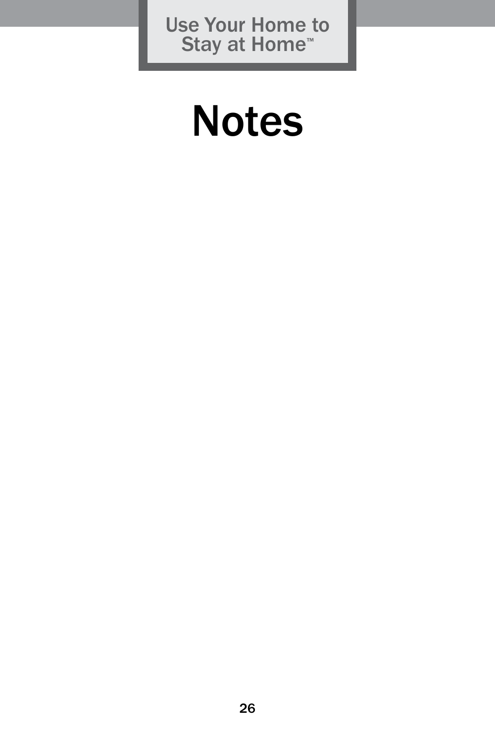# Notes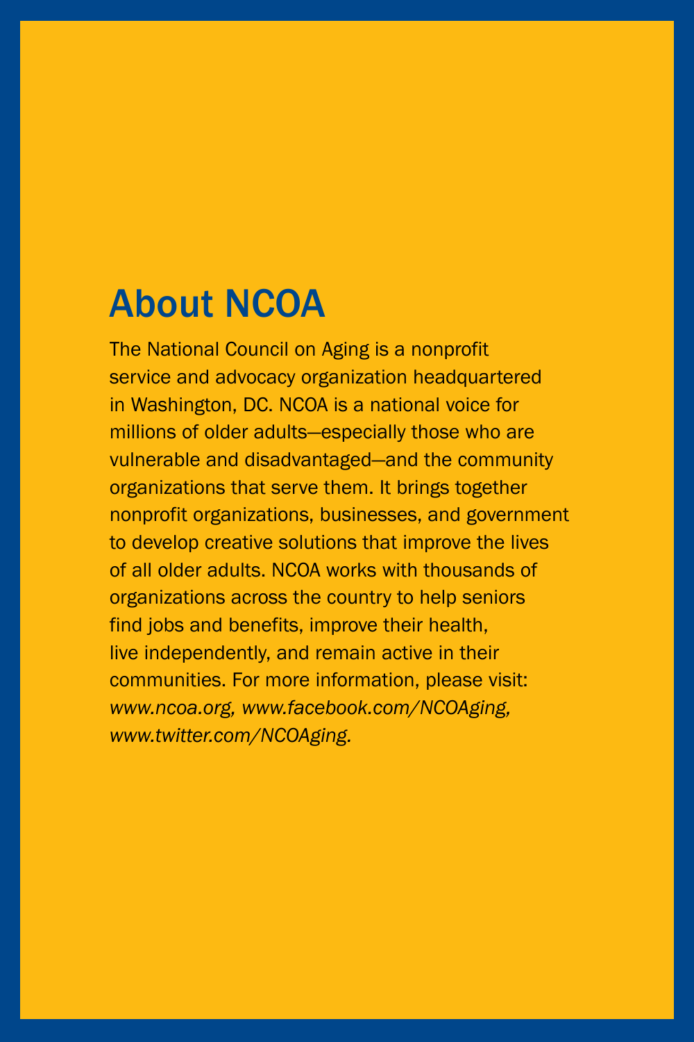# About NCOA

The National Council on Aging is a nonprofit service and advocacy organization headquartered in Washington, DC. NCOA is a national voice for millions of older adults—especially those who are vulnerable and disadvantaged—and the community organizations that serve them. It brings together nonprofit organizations, businesses, and government to develop creative solutions that improve the lives of all older adults. NCOA works with thousands of organizations across the country to help seniors find jobs and benefits, improve their health, live independently, and remain active in their communities. For more information, please visit: *www.ncoa.org, www.facebook.com/NCOAging, www.twitter.com/NCOAging.*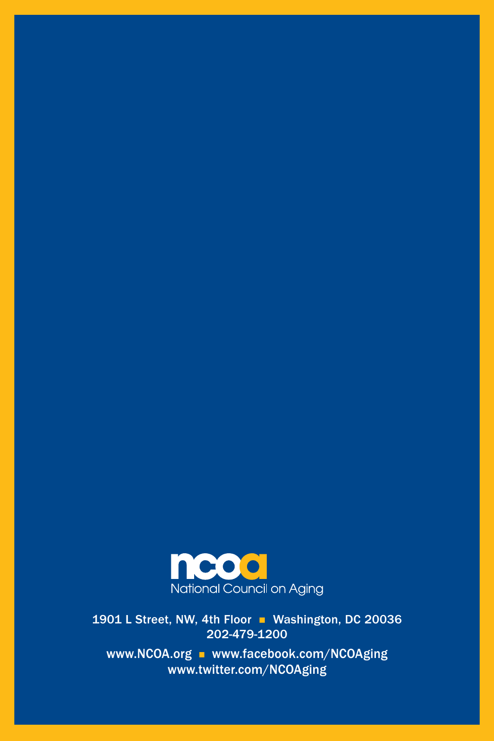ncoa
National Council on Aging

1901 L Street, NW, 4th Floor ■ Washington, DC 20036
202-479-1200

www.NCOA.org ■ www.facebook.com/NCOAging
www.twitter.com/NCOAging